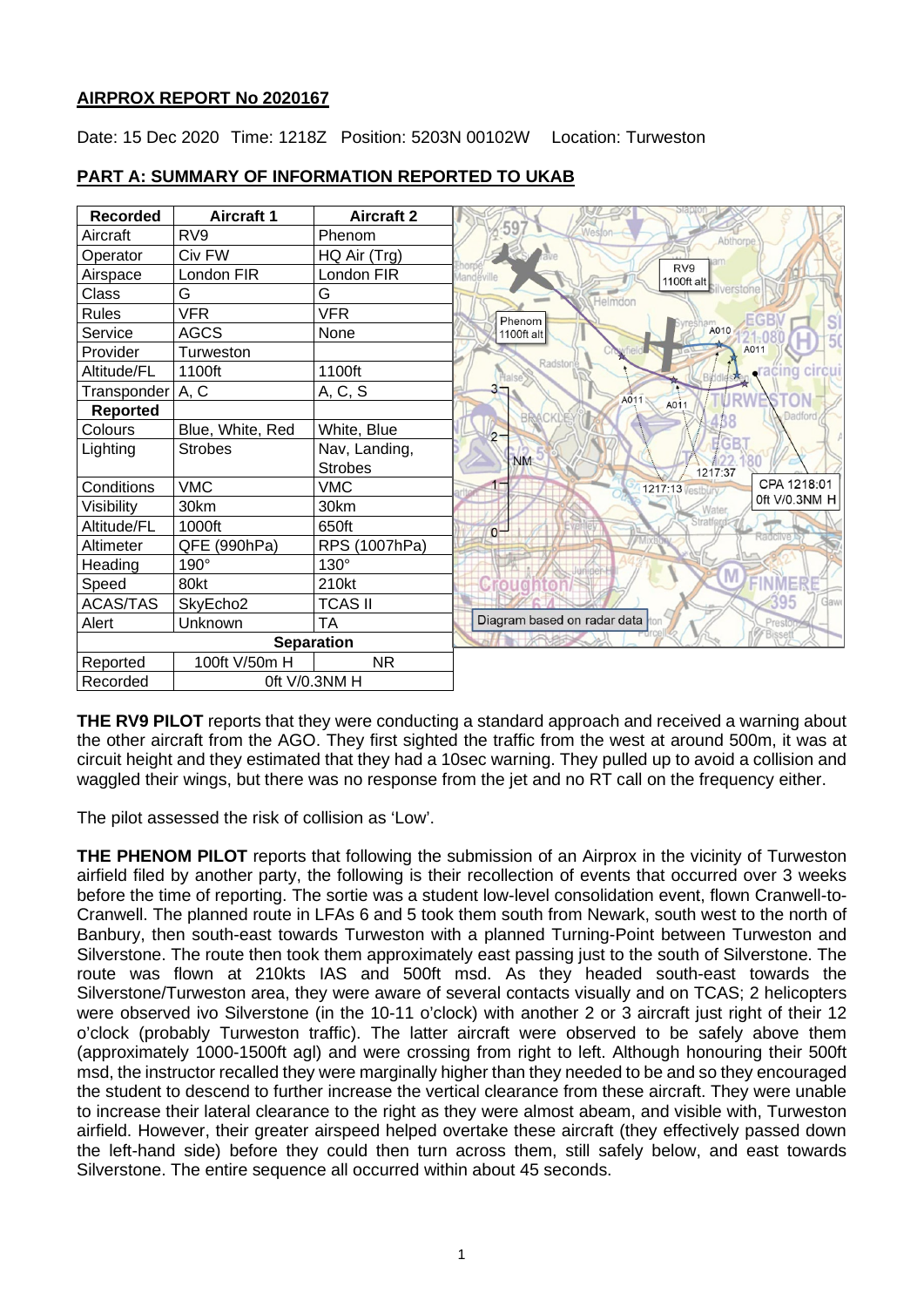## AIRPROX REPORT No 2020167

Date: 15 Dec 2020 Time: 1218Z Position: 5203N 00102W Location: Turweston

### PART A: SUMMARY OF INFORMATION REPORTED TO UKAB

| Recorded | Aircraft 1 | Aircraft 2 |
|---|---|---|
| Aircraft | RV9 | Phenom |
| Operator | Civ FW | HQ Air (Trg) |
| Airspace | London FIR | London FIR |
| Class | G | G |
| Rules | VFR | VFR |
| Service | AGCS | None |
| Provider | Turweston | |
| Altitude/FL | 1100ft | 1100ft |
| Transponder | A, C | A, C, S |
| **Reported** | | |
| Colours | Blue, White, Red | White, Blue |
| Lighting | Strobes | Nav, Landing, Strobes |
| Conditions | VMC | VMC |
| Visibility | 30km | 30km |
| Altitude/FL | 1000ft | 650ft |
| Altimeter | QFE (990hPa) | RPS (1007hPa) |
| Heading | 190° | 130° |
| Speed | 80kt | 210kt |
| ACAS/TAS | SkyEcho2 | TCAS II |
| Alert | Unknown | TA |
| **Separation** | | |
| Reported | 100ft V/50m H | NR |
| Recorded | 0ft V/0.3NM H | |

Diagram based on radar data

**THE RV9 PILOT** reports that they were conducting a standard approach and received a warning about the other aircraft from the AGO. They first sighted the traffic from the west at around 500m, it was at circuit height and they estimated that they had a 10sec warning. They pulled up to avoid a collision and waggled their wings, but there was no response from the jet and no RT call on the frequency either.

The pilot assessed the risk of collision as 'Low'.

**THE PHENOM PILOT** reports that following the submission of an Airprox in the vicinity of Turweston airfield filed by another party, the following is their recollection of events that occurred over 3 weeks before the time of reporting. The sortie was a student low-level consolidation event, flown Cranwell-to-Cranwell. The planned route in LFAs 6 and 5 took them south from Newark, south west to the north of Banbury, then south-east towards Turweston with a planned Turning-Point between Turweston and Silverstone. The route then took them approximately east passing just to the south of Silverstone. The route was flown at 210kts IAS and 500ft msd. As they headed south-east towards the Silverstone/Turweston area, they were aware of several contacts visually and on TCAS; 2 helicopters were observed ivo Silverstone (in the 10-11 o'clock) with another 2 or 3 aircraft just right of their 12 o'clock (probably Turweston traffic). The latter aircraft were observed to be safely above them (approximately 1000-1500ft agl) and were crossing from right to left. Although honouring their 500ft msd, the instructor recalled they were marginally higher than they needed to be and so they encouraged the student to descend to further increase the vertical clearance from these aircraft. They were unable to increase their lateral clearance to the right as they were almost abeam, and visible with, Turweston airfield. However, their greater airspeed helped overtake these aircraft (they effectively passed down the left-hand side) before they could then turn across them, still safely below, and east towards Silverstone. The entire sequence all occurred within about 45 seconds.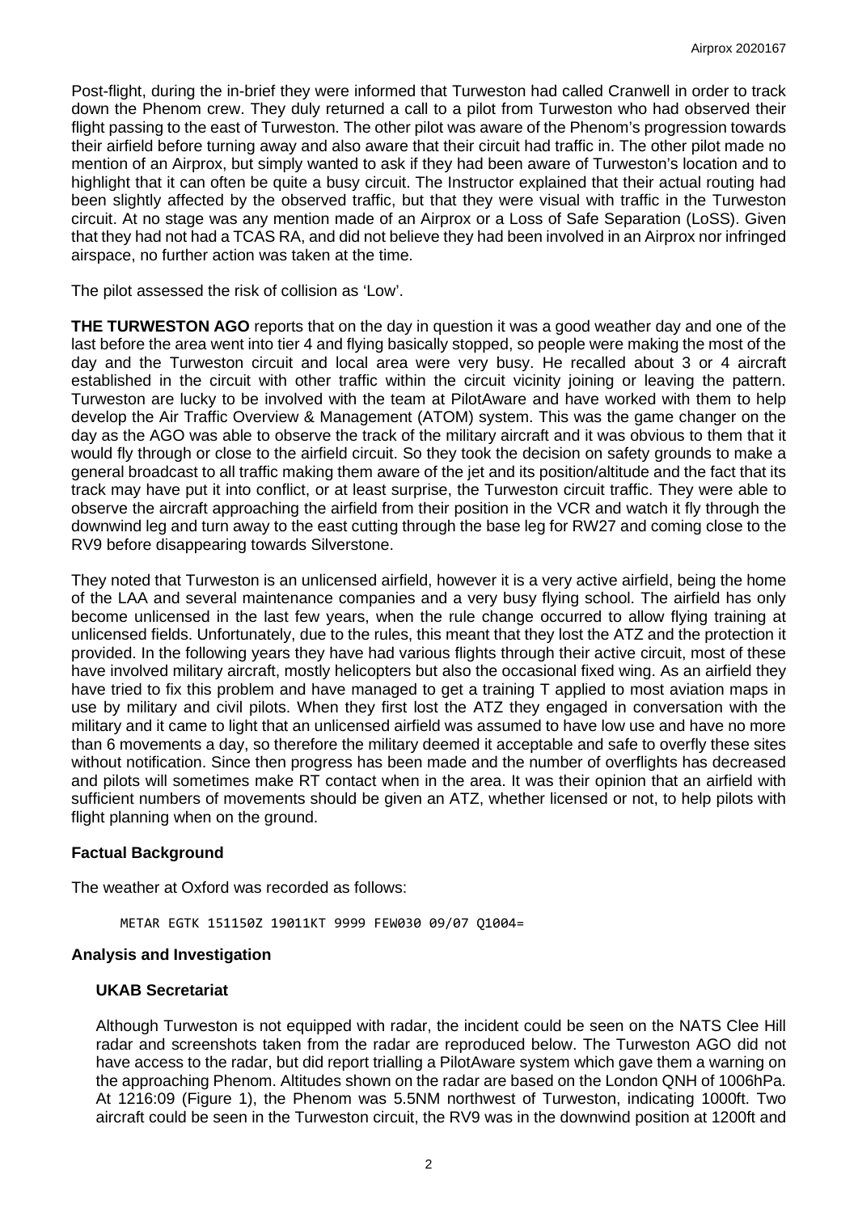Post-flight, during the in-brief they were informed that Turweston had called Cranwell in order to track down the Phenom crew. They duly returned a call to a pilot from Turweston who had observed their flight passing to the east of Turweston. The other pilot was aware of the Phenom's progression towards their airfield before turning away and also aware that their circuit had traffic in. The other pilot made no mention of an Airprox, but simply wanted to ask if they had been aware of Turweston's location and to highlight that it can often be quite a busy circuit. The Instructor explained that their actual routing had been slightly affected by the observed traffic, but that they were visual with traffic in the Turweston circuit. At no stage was any mention made of an Airprox or a Loss of Safe Separation (LoSS). Given that they had not had a TCAS RA, and did not believe they had been involved in an Airprox nor infringed airspace, no further action was taken at the time.

The pilot assessed the risk of collision as 'Low'.

**THE TURWESTON AGO** reports that on the day in question it was a good weather day and one of the last before the area went into tier 4 and flying basically stopped, so people were making the most of the day and the Turweston circuit and local area were very busy. He recalled about 3 or 4 aircraft established in the circuit with other traffic within the circuit vicinity joining or leaving the pattern. Turweston are lucky to be involved with the team at PilotAware and have worked with them to help develop the Air Traffic Overview & Management (ATOM) system. This was the game changer on the day as the AGO was able to observe the track of the military aircraft and it was obvious to them that it would fly through or close to the airfield circuit. So they took the decision on safety grounds to make a general broadcast to all traffic making them aware of the jet and its position/altitude and the fact that its track may have put it into conflict, or at least surprise, the Turweston circuit traffic. They were able to observe the aircraft approaching the airfield from their position in the VCR and watch it fly through the downwind leg and turn away to the east cutting through the base leg for RW27 and coming close to the RV9 before disappearing towards Silverstone.

They noted that Turweston is an unlicensed airfield, however it is a very active airfield, being the home of the LAA and several maintenance companies and a very busy flying school. The airfield has only become unlicensed in the last few years, when the rule change occurred to allow flying training at unlicensed fields. Unfortunately, due to the rules, this meant that they lost the ATZ and the protection it provided. In the following years they have had various flights through their active circuit, most of these have involved military aircraft, mostly helicopters but also the occasional fixed wing. As an airfield they have tried to fix this problem and have managed to get a training T applied to most aviation maps in use by military and civil pilots. When they first lost the ATZ they engaged in conversation with the military and it came to light that an unlicensed airfield was assumed to have low use and have no more than 6 movements a day, so therefore the military deemed it acceptable and safe to overfly these sites without notification. Since then progress has been made and the number of overflights has decreased and pilots will sometimes make RT contact when in the area. It was their opinion that an airfield with sufficient numbers of movements should be given an ATZ, whether licensed or not, to help pilots with flight planning when on the ground.

## Factual Background

The weather at Oxford was recorded as follows:

```
METAR EGTK 151150Z 19011KT 9999 FEW030 09/07 Q1004=
```

## Analysis and Investigation

### UKAB Secretariat

Although Turweston is not equipped with radar, the incident could be seen on the NATS Clee Hill radar and screenshots taken from the radar are reproduced below. The Turweston AGO did not have access to the radar, but did report trialling a PilotAware system which gave them a warning on the approaching Phenom. Altitudes shown on the radar are based on the London QNH of 1006hPa. At 1216:09 (Figure 1), the Phenom was 5.5NM northwest of Turweston, indicating 1000ft. Two aircraft could be seen in the Turweston circuit, the RV9 was in the downwind position at 1200ft and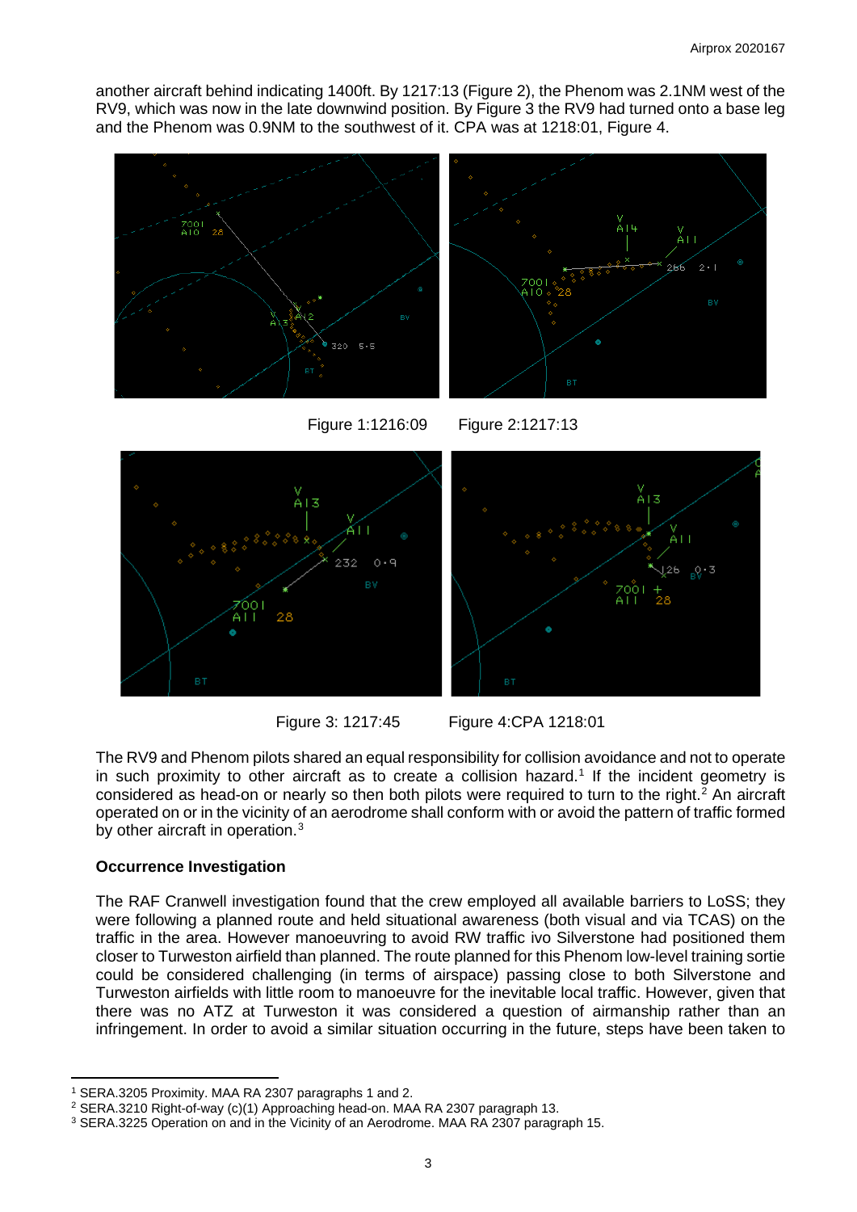another aircraft behind indicating 1400ft. By 1217:13 (Figure 2), the Phenom was 2.1NM west of the RV9, which was now in the late downwind position. By Figure 3 the RV9 had turned onto a base leg and the Phenom was 0.9NM to the southwest of it. CPA was at 1218:01, Figure 4.

Figure 1:1216:09 Figure 2:1217:13

Figure 3: 1217:45 Figure 4:CPA 1218:01

The RV9 and Phenom pilots shared an equal responsibility for collision avoidance and not to operate in such proximity to other aircraft as to create a collision hazard.[1] If the incident geometry is considered as head-on or nearly so then both pilots were required to turn to the right.[2] An aircraft operated on or in the vicinity of an aerodrome shall conform with or avoid the pattern of traffic formed by other aircraft in operation.[3]

**Occurrence Investigation**

The RAF Cranwell investigation found that the crew employed all available barriers to LoSS; they were following a planned route and held situational awareness (both visual and via TCAS) on the traffic in the area. However manoeuvring to avoid RW traffic ivo Silverstone had positioned them closer to Turweston airfield than planned. The route planned for this Phenom low-level training sortie could be considered challenging (in terms of airspace) passing close to both Silverstone and Turweston airfields with little room to manoeuvre for the inevitable local traffic. However, given that there was no ATZ at Turweston it was considered a question of airmanship rather than an infringement. In order to avoid a similar situation occurring in the future, steps have been taken to

[1] SERA.3205 Proximity. MAA RA 2307 paragraphs 1 and 2.
[2] SERA.3210 Right-of-way (c)(1) Approaching head-on. MAA RA 2307 paragraph 13.
[3] SERA.3225 Operation on and in the Vicinity of an Aerodrome. MAA RA 2307 paragraph 15.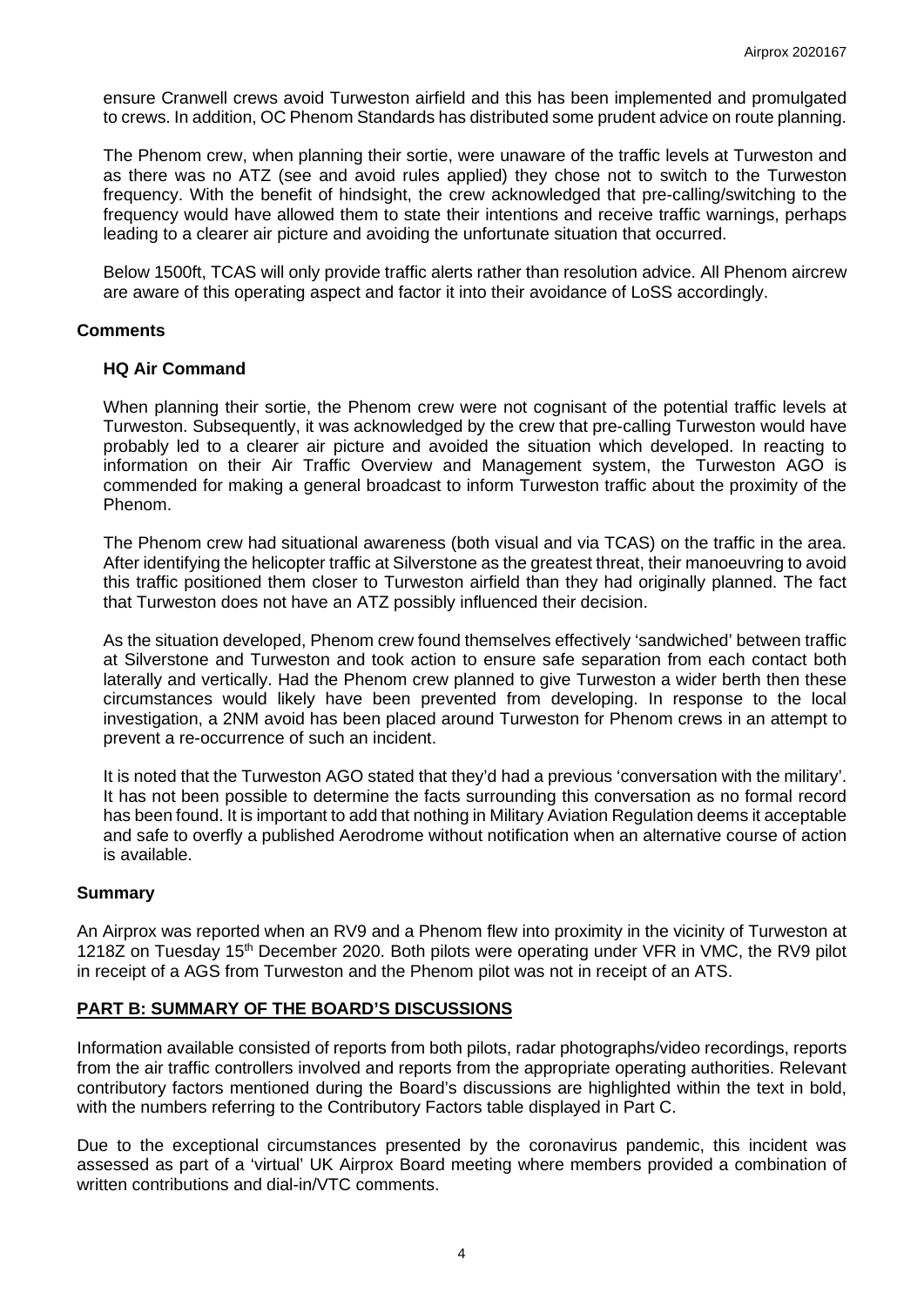ensure Cranwell crews avoid Turweston airfield and this has been implemented and promulgated to crews. In addition, OC Phenom Standards has distributed some prudent advice on route planning.

The Phenom crew, when planning their sortie, were unaware of the traffic levels at Turweston and as there was no ATZ (see and avoid rules applied) they chose not to switch to the Turweston frequency. With the benefit of hindsight, the crew acknowledged that pre-calling/switching to the frequency would have allowed them to state their intentions and receive traffic warnings, perhaps leading to a clearer air picture and avoiding the unfortunate situation that occurred.

Below 1500ft, TCAS will only provide traffic alerts rather than resolution advice. All Phenom aircrew are aware of this operating aspect and factor it into their avoidance of LoSS accordingly.

## Comments

### HQ Air Command

When planning their sortie, the Phenom crew were not cognisant of the potential traffic levels at Turweston. Subsequently, it was acknowledged by the crew that pre-calling Turweston would have probably led to a clearer air picture and avoided the situation which developed. In reacting to information on their Air Traffic Overview and Management system, the Turweston AGO is commended for making a general broadcast to inform Turweston traffic about the proximity of the Phenom.

The Phenom crew had situational awareness (both visual and via TCAS) on the traffic in the area. After identifying the helicopter traffic at Silverstone as the greatest threat, their manoeuvring to avoid this traffic positioned them closer to Turweston airfield than they had originally planned. The fact that Turweston does not have an ATZ possibly influenced their decision.

As the situation developed, Phenom crew found themselves effectively 'sandwiched' between traffic at Silverstone and Turweston and took action to ensure safe separation from each contact both laterally and vertically. Had the Phenom crew planned to give Turweston a wider berth then these circumstances would likely have been prevented from developing. In response to the local investigation, a 2NM avoid has been placed around Turweston for Phenom crews in an attempt to prevent a re-occurrence of such an incident.

It is noted that the Turweston AGO stated that they'd had a previous 'conversation with the military'. It has not been possible to determine the facts surrounding this conversation as no formal record has been found. It is important to add that nothing in Military Aviation Regulation deems it acceptable and safe to overfly a published Aerodrome without notification when an alternative course of action is available.

## Summary

An Airprox was reported when an RV9 and a Phenom flew into proximity in the vicinity of Turweston at 1218Z on Tuesday 15th December 2020. Both pilots were operating under VFR in VMC, the RV9 pilot in receipt of a AGS from Turweston and the Phenom pilot was not in receipt of an ATS.

## PART B: SUMMARY OF THE BOARD'S DISCUSSIONS

Information available consisted of reports from both pilots, radar photographs/video recordings, reports from the air traffic controllers involved and reports from the appropriate operating authorities. Relevant contributory factors mentioned during the Board's discussions are highlighted within the text in bold, with the numbers referring to the Contributory Factors table displayed in Part C.

Due to the exceptional circumstances presented by the coronavirus pandemic, this incident was assessed as part of a 'virtual' UK Airprox Board meeting where members provided a combination of written contributions and dial-in/VTC comments.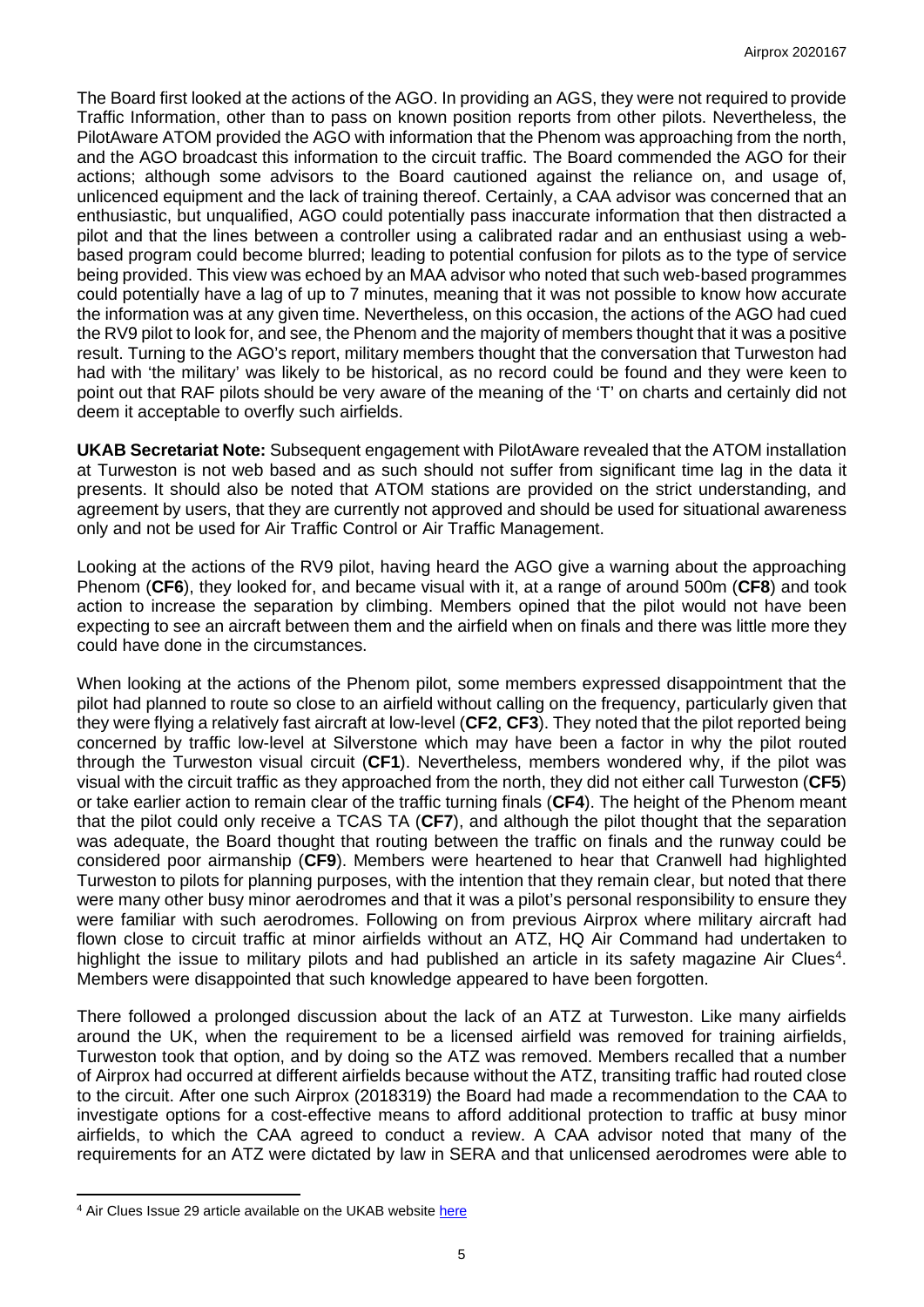The Board first looked at the actions of the AGO. In providing an AGS, they were not required to provide Traffic Information, other than to pass on known position reports from other pilots. Nevertheless, the PilotAware ATOM provided the AGO with information that the Phenom was approaching from the north, and the AGO broadcast this information to the circuit traffic. The Board commended the AGO for their actions; although some advisors to the Board cautioned against the reliance on, and usage of, unlicenced equipment and the lack of training thereof. Certainly, a CAA advisor was concerned that an enthusiastic, but unqualified, AGO could potentially pass inaccurate information that then distracted a pilot and that the lines between a controller using a calibrated radar and an enthusiast using a web-based program could become blurred; leading to potential confusion for pilots as to the type of service being provided. This view was echoed by an MAA advisor who noted that such web-based programmes could potentially have a lag of up to 7 minutes, meaning that it was not possible to know how accurate the information was at any given time. Nevertheless, on this occasion, the actions of the AGO had cued the RV9 pilot to look for, and see, the Phenom and the majority of members thought that it was a positive result. Turning to the AGO's report, military members thought that the conversation that Turweston had had with 'the military' was likely to be historical, as no record could be found and they were keen to point out that RAF pilots should be very aware of the meaning of the 'T' on charts and certainly did not deem it acceptable to overfly such airfields.

**UKAB Secretariat Note:** Subsequent engagement with PilotAware revealed that the ATOM installation at Turweston is not web based and as such should not suffer from significant time lag in the data it presents. It should also be noted that ATOM stations are provided on the strict understanding, and agreement by users, that they are currently not approved and should be used for situational awareness only and not be used for Air Traffic Control or Air Traffic Management.

Looking at the actions of the RV9 pilot, having heard the AGO give a warning about the approaching Phenom (**CF6**), they looked for, and became visual with it, at a range of around 500m (**CF8**) and took action to increase the separation by climbing. Members opined that the pilot would not have been expecting to see an aircraft between them and the airfield when on finals and there was little more they could have done in the circumstances.

When looking at the actions of the Phenom pilot, some members expressed disappointment that the pilot had planned to route so close to an airfield without calling on the frequency, particularly given that they were flying a relatively fast aircraft at low-level (**CF2**, **CF3**). They noted that the pilot reported being concerned by traffic low-level at Silverstone which may have been a factor in why the pilot routed through the Turweston visual circuit (**CF1**). Nevertheless, members wondered why, if the pilot was visual with the circuit traffic as they approached from the north, they did not either call Turweston (**CF5**) or take earlier action to remain clear of the traffic turning finals (**CF4**). The height of the Phenom meant that the pilot could only receive a TCAS TA (**CF7**), and although the pilot thought that the separation was adequate, the Board thought that routing between the traffic on finals and the runway could be considered poor airmanship (**CF9**). Members were heartened to hear that Cranwell had highlighted Turweston to pilots for planning purposes, with the intention that they remain clear, but noted that there were many other busy minor aerodromes and that it was a pilot's personal responsibility to ensure they were familiar with such aerodromes. Following on from previous Airprox where military aircraft had flown close to circuit traffic at minor airfields without an ATZ, HQ Air Command had undertaken to highlight the issue to military pilots and had published an article in its safety magazine Air Clues[4]. Members were disappointed that such knowledge appeared to have been forgotten.

There followed a prolonged discussion about the lack of an ATZ at Turweston. Like many airfields around the UK, when the requirement to be a licensed airfield was removed for training airfields, Turweston took that option, and by doing so the ATZ was removed. Members recalled that a number of Airprox had occurred at different airfields because without the ATZ, transiting traffic had routed close to the circuit. After one such Airprox (2018319) the Board had made a recommendation to the CAA to investigate options for a cost-effective means to afford additional protection to traffic at busy minor airfields, to which the CAA agreed to conduct a review. A CAA advisor noted that many of the requirements for an ATZ were dictated by law in SERA and that unlicensed aerodromes were able to

[4] Air Clues Issue 29 article available on the UKAB website here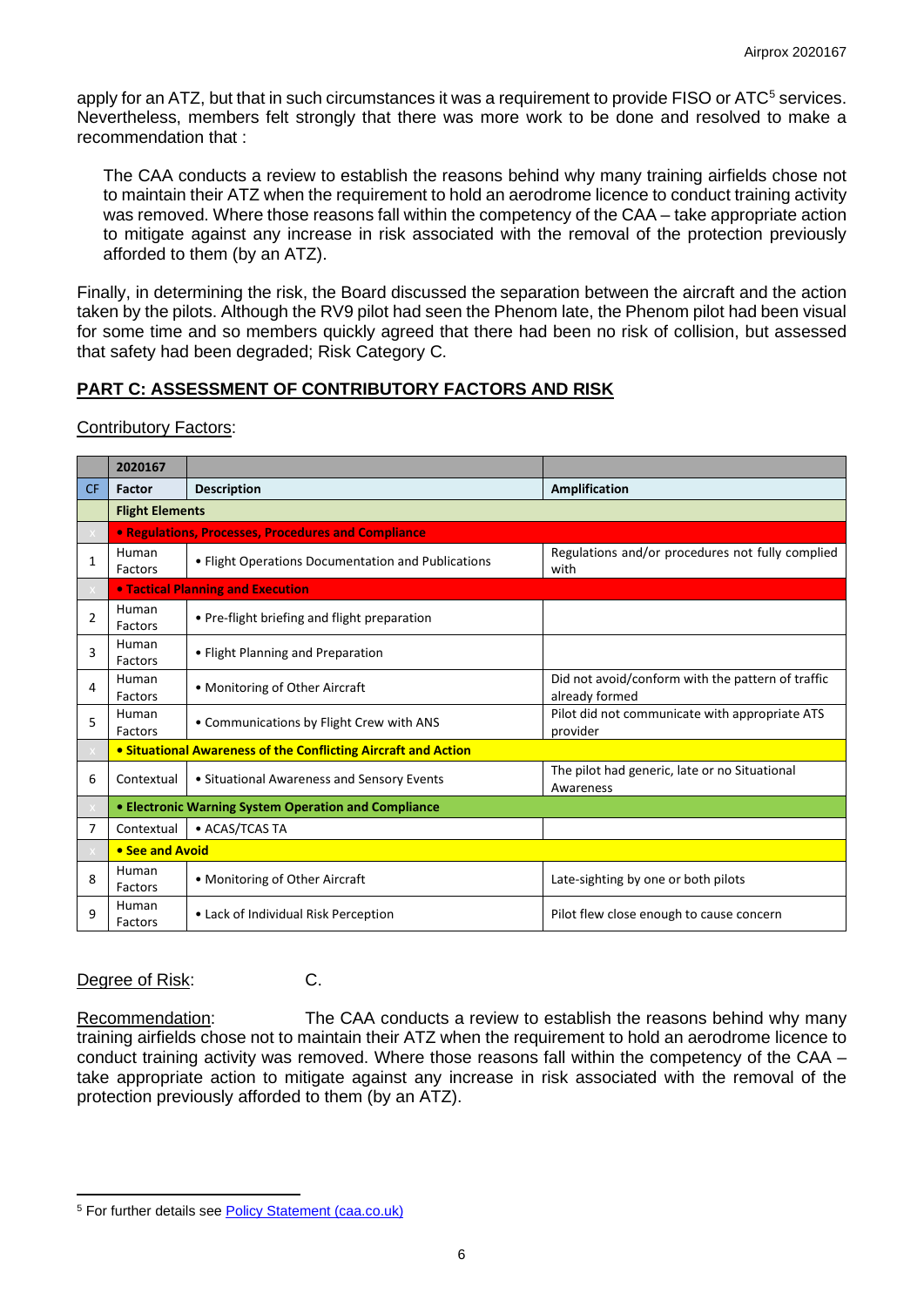apply for an ATZ, but that in such circumstances it was a requirement to provide FISO or ATC[5] services. Nevertheless, members felt strongly that there was more work to be done and resolved to make a recommendation that :

> The CAA conducts a review to establish the reasons behind why many training airfields chose not to maintain their ATZ when the requirement to hold an aerodrome licence to conduct training activity was removed. Where those reasons fall within the competency of the CAA – take appropriate action to mitigate against any increase in risk associated with the removal of the protection previously afforded to them (by an ATZ).

Finally, in determining the risk, the Board discussed the separation between the aircraft and the action taken by the pilots. Although the RV9 pilot had seen the Phenom late, the Phenom pilot had been visual for some time and so members quickly agreed that there had been no risk of collision, but assessed that safety had been degraded; Risk Category C.

## PART C: ASSESSMENT OF CONTRIBUTORY FACTORS AND RISK

Contributory Factors:

| | 2020167 | | |
|---|---|---|---|
| CF | Factor | Description | Amplification |
| | **Flight Elements** | | |
| | **• Regulations, Processes, Procedures and Compliance** | | |
| 1 | Human Factors | • Flight Operations Documentation and Publications | Regulations and/or procedures not fully complied with |
| | **• Tactical Planning and Execution** | | |
| 2 | Human Factors | • Pre-flight briefing and flight preparation | |
| 3 | Human Factors | • Flight Planning and Preparation | |
| 4 | Human Factors | • Monitoring of Other Aircraft | Did not avoid/conform with the pattern of traffic already formed |
| 5 | Human Factors | • Communications by Flight Crew with ANS | Pilot did not communicate with appropriate ATS provider |
| | **• Situational Awareness of the Conflicting Aircraft and Action** | | |
| 6 | Contextual | • Situational Awareness and Sensory Events | The pilot had generic, late or no Situational Awareness |
| | **• Electronic Warning System Operation and Compliance** | | |
| 7 | Contextual | • ACAS/TCAS TA | |
| | **• See and Avoid** | | |
| 8 | Human Factors | • Monitoring of Other Aircraft | Late-sighting by one or both pilots |
| 9 | Human Factors | • Lack of Individual Risk Perception | Pilot flew close enough to cause concern |

Degree of Risk: C.

Recommendation: The CAA conducts a review to establish the reasons behind why many training airfields chose not to maintain their ATZ when the requirement to hold an aerodrome licence to conduct training activity was removed. Where those reasons fall within the competency of the CAA – take appropriate action to mitigate against any increase in risk associated with the removal of the protection previously afforded to them (by an ATZ).

---

[5] For further details see Policy Statement (caa.co.uk)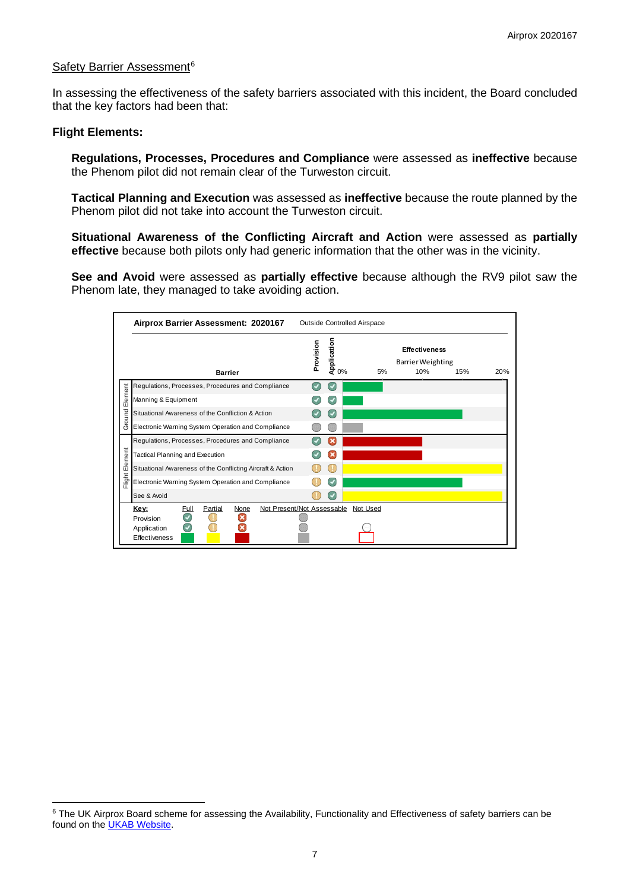Safety Barrier Assessment[6]

In assessing the effectiveness of the safety barriers associated with this incident, the Board concluded that the key factors had been that:

**Flight Elements:**

**Regulations, Processes, Procedures and Compliance** were assessed as **ineffective** because the Phenom pilot did not remain clear of the Turweston circuit.

**Tactical Planning and Execution** was assessed as **ineffective** because the route planned by the Phenom pilot did not take into account the Turweston circuit.

**Situational Awareness of the Conflicting Aircraft and Action** were assessed as **partially effective** because both pilots only had generic information that the other was in the vicinity.

**See and Avoid** were assessed as **partially effective** because although the RV9 pilot saw the Phenom late, they managed to take avoiding action.

**Airprox Barrier Assessment: 2020167**

Outside Controlled Airspace

Barrier

Provision

Application

Effectiveness

Barrier Weighting

0%

5%

10%

15%

20%

Ground Element

Regulations, Processes, Procedures and Compliance

Manning & Equipment

Situational Awareness of the Confliction & Action

Electronic Warning System Operation and Compliance

Flight Element

Regulations, Processes, Procedures and Compliance

Tactical Planning and Execution

Situational Awareness of the Conflicting Aircraft & Action

Electronic Warning System Operation and Compliance

See & Avoid

Key:

Full

Partial

None

Not Present/Not Assessable

Not Used

Provision

Application

Effectiveness

---

[6] The UK Airprox Board scheme for assessing the Availability, Functionality and Effectiveness of safety barriers can be found on the [UKAB Website](UKAB Website).